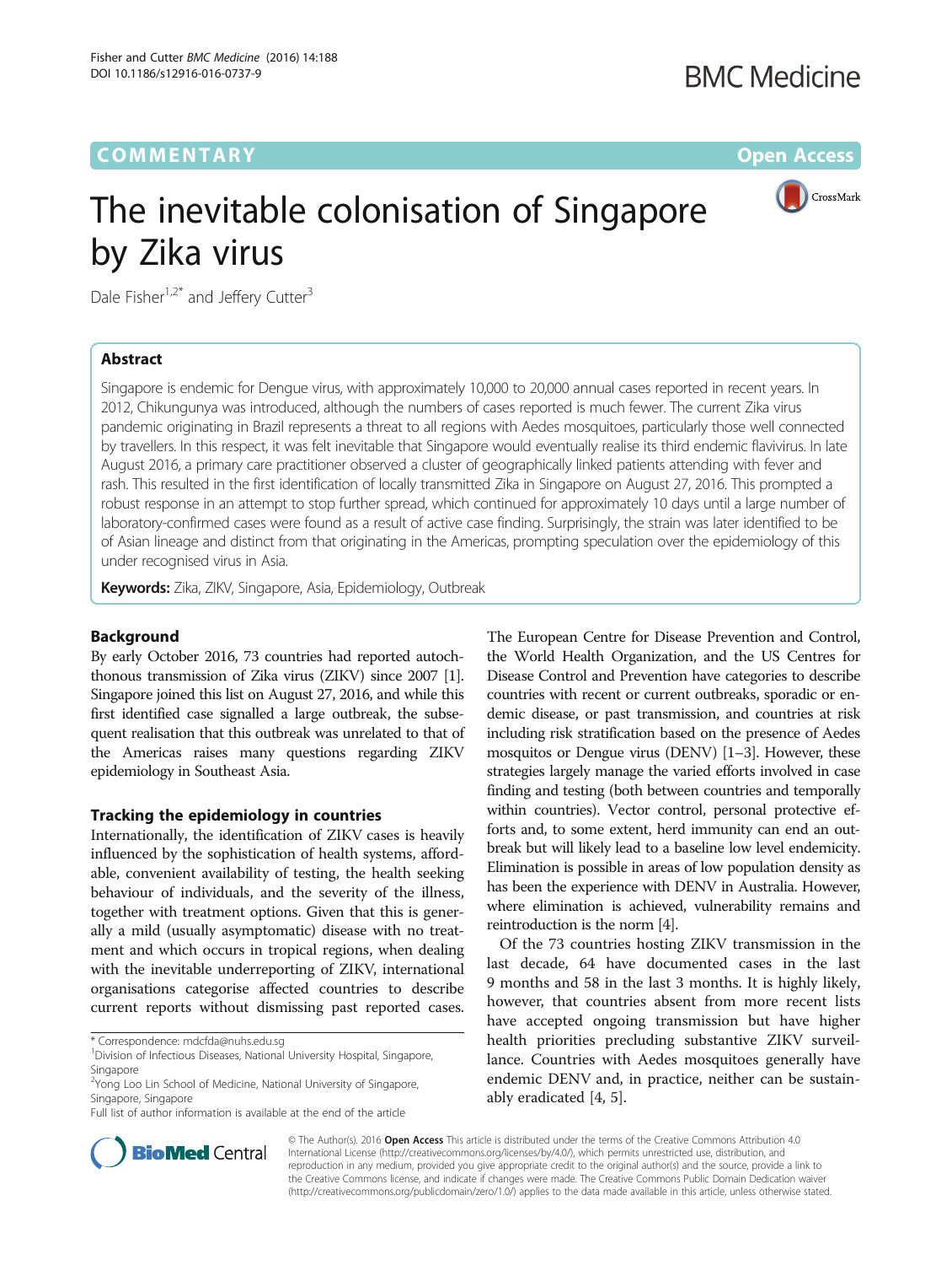COMMENTARY

Open Access

# The inevitable colonisation of Singapore by Zika virus

Dale Fisher[1,2*] and Jeffery Cutter[3]

## Abstract

Singapore is endemic for Dengue virus, with approximately 10,000 to 20,000 annual cases reported in recent years. In 2012, Chikungunya was introduced, although the numbers of cases reported is much fewer. The current Zika virus pandemic originating in Brazil represents a threat to all regions with Aedes mosquitoes, particularly those well connected by travellers. In this respect, it was felt inevitable that Singapore would eventually realise its third endemic flavivirus. In late August 2016, a primary care practitioner observed a cluster of geographically linked patients attending with fever and rash. This resulted in the first identification of locally transmitted Zika in Singapore on August 27, 2016. This prompted a robust response in an attempt to stop further spread, which continued for approximately 10 days until a large number of laboratory-confirmed cases were found as a result of active case finding. Surprisingly, the strain was later identified to be of Asian lineage and distinct from that originating in the Americas, prompting speculation over the epidemiology of this under recognised virus in Asia.

**Keywords:** Zika, ZIKV, Singapore, Asia, Epidemiology, Outbreak

## Background

By early October 2016, 73 countries had reported autochthonous transmission of Zika virus (ZIKV) since 2007 [1]. Singapore joined this list on August 27, 2016, and while this first identified case signalled a large outbreak, the subsequent realisation that this outbreak was unrelated to that of the Americas raises many questions regarding ZIKV epidemiology in Southeast Asia.

### Tracking the epidemiology in countries

Internationally, the identification of ZIKV cases is heavily influenced by the sophistication of health systems, affordable, convenient availability of testing, the health seeking behaviour of individuals, and the severity of the illness, together with treatment options. Given that this is generally a mild (usually asymptomatic) disease with no treatment and which occurs in tropical regions, when dealing with the inevitable underreporting of ZIKV, international organisations categorise affected countries to describe current reports without dismissing past reported cases. The European Centre for Disease Prevention and Control, the World Health Organization, and the US Centres for Disease Control and Prevention have categories to describe countries with recent or current outbreaks, sporadic or endemic disease, or past transmission, and countries at risk including risk stratification based on the presence of Aedes mosquitos or Dengue virus (DENV) [1–3]. However, these strategies largely manage the varied efforts involved in case finding and testing (both between countries and temporally within countries). Vector control, personal protective efforts and, to some extent, herd immunity can end an outbreak but will likely lead to a baseline low level endemicity. Elimination is possible in areas of low population density as has been the experience with DENV in Australia. However, where elimination is achieved, vulnerability remains and reintroduction is the norm [4].

Of the 73 countries hosting ZIKV transmission in the last decade, 64 have documented cases in the last 9 months and 58 in the last 3 months. It is highly likely, however, that countries absent from more recent lists have accepted ongoing transmission but have higher health priorities precluding substantive ZIKV surveillance. Countries with Aedes mosquitoes generally have endemic DENV and, in practice, neither can be sustainably eradicated [4, 5].

\* Correspondence: mdcfda@nuhs.edu.sg
[1]Division of Infectious Diseases, National University Hospital, Singapore, Singapore
[2]Yong Loo Lin School of Medicine, National University of Singapore, Singapore, Singapore
Full list of author information is available at the end of the article

© The Author(s). 2016 **Open Access** This article is distributed under the terms of the Creative Commons Attribution 4.0 International License (http://creativecommons.org/licenses/by/4.0/), which permits unrestricted use, distribution, and reproduction in any medium, provided you give appropriate credit to the original author(s) and the source, provide a link to the Creative Commons license, and indicate if changes were made. The Creative Commons Public Domain Dedication waiver (http://creativecommons.org/publicdomain/zero/1.0/) applies to the data made available in this article, unless otherwise stated.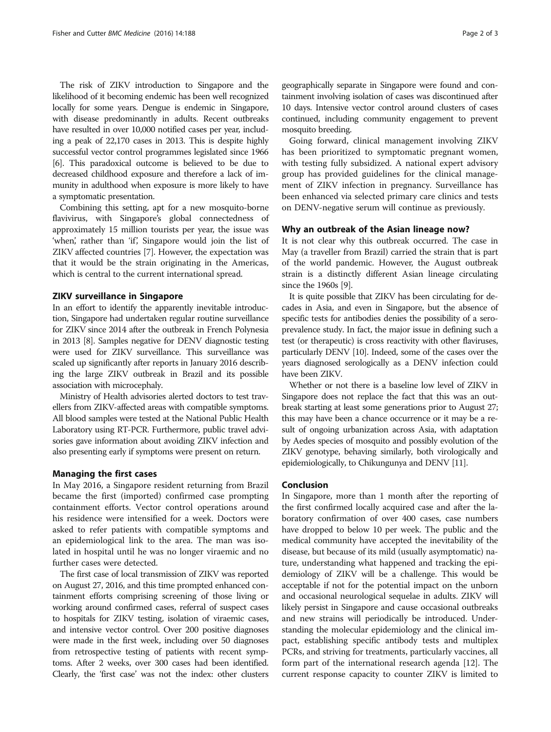The risk of ZIKV introduction to Singapore and the likelihood of it becoming endemic has been well recognized locally for some years. Dengue is endemic in Singapore, with disease predominantly in adults. Recent outbreaks have resulted in over 10,000 notified cases per year, including a peak of 22,170 cases in 2013. This is despite highly successful vector control programmes legislated since 1966 [6]. This paradoxical outcome is believed to be due to decreased childhood exposure and therefore a lack of immunity in adulthood when exposure is more likely to have a symptomatic presentation.

Combining this setting, apt for a new mosquito-borne flavivirus, with Singapore's global connectedness of approximately 15 million tourists per year, the issue was 'when', rather than 'if', Singapore would join the list of ZIKV affected countries [7]. However, the expectation was that it would be the strain originating in the Americas, which is central to the current international spread.

## ZIKV surveillance in Singapore

In an effort to identify the apparently inevitable introduction, Singapore had undertaken regular routine surveillance for ZIKV since 2014 after the outbreak in French Polynesia in 2013 [8]. Samples negative for DENV diagnostic testing were used for ZIKV surveillance. This surveillance was scaled up significantly after reports in January 2016 describing the large ZIKV outbreak in Brazil and its possible association with microcephaly.

Ministry of Health advisories alerted doctors to test travellers from ZIKV-affected areas with compatible symptoms. All blood samples were tested at the National Public Health Laboratory using RT-PCR. Furthermore, public travel advisories gave information about avoiding ZIKV infection and also presenting early if symptoms were present on return.

## Managing the first cases

In May 2016, a Singapore resident returning from Brazil became the first (imported) confirmed case prompting containment efforts. Vector control operations around his residence were intensified for a week. Doctors were asked to refer patients with compatible symptoms and an epidemiological link to the area. The man was isolated in hospital until he was no longer viraemic and no further cases were detected.

The first case of local transmission of ZIKV was reported on August 27, 2016, and this time prompted enhanced containment efforts comprising screening of those living or working around confirmed cases, referral of suspect cases to hospitals for ZIKV testing, isolation of viraemic cases, and intensive vector control. Over 200 positive diagnoses were made in the first week, including over 50 diagnoses from retrospective testing of patients with recent symptoms. After 2 weeks, over 300 cases had been identified. Clearly, the 'first case' was not the index: other clusters geographically separate in Singapore were found and containment involving isolation of cases was discontinued after 10 days. Intensive vector control around clusters of cases continued, including community engagement to prevent mosquito breeding.

Going forward, clinical management involving ZIKV has been prioritized to symptomatic pregnant women, with testing fully subsidized. A national expert advisory group has provided guidelines for the clinical management of ZIKV infection in pregnancy. Surveillance has been enhanced via selected primary care clinics and tests on DENV-negative serum will continue as previously.

## Why an outbreak of the Asian lineage now?

It is not clear why this outbreak occurred. The case in May (a traveller from Brazil) carried the strain that is part of the world pandemic. However, the August outbreak strain is a distinctly different Asian lineage circulating since the 1960s [9].

It is quite possible that ZIKV has been circulating for decades in Asia, and even in Singapore, but the absence of specific tests for antibodies denies the possibility of a seroprevalence study. In fact, the major issue in defining such a test (or therapeutic) is cross reactivity with other flaviruses, particularly DENV [10]. Indeed, some of the cases over the years diagnosed serologically as a DENV infection could have been ZIKV.

Whether or not there is a baseline low level of ZIKV in Singapore does not replace the fact that this was an outbreak starting at least some generations prior to August 27; this may have been a chance occurrence or it may be a result of ongoing urbanization across Asia, with adaptation by Aedes species of mosquito and possibly evolution of the ZIKV genotype, behaving similarly, both virologically and epidemiologically, to Chikungunya and DENV [11].

## Conclusion

In Singapore, more than 1 month after the reporting of the first confirmed locally acquired case and after the laboratory confirmation of over 400 cases, case numbers have dropped to below 10 per week. The public and the medical community have accepted the inevitability of the disease, but because of its mild (usually asymptomatic) nature, understanding what happened and tracking the epidemiology of ZIKV will be a challenge. This would be acceptable if not for the potential impact on the unborn and occasional neurological sequelae in adults. ZIKV will likely persist in Singapore and cause occasional outbreaks and new strains will periodically be introduced. Understanding the molecular epidemiology and the clinical impact, establishing specific antibody tests and multiplex PCRs, and striving for treatments, particularly vaccines, all form part of the international research agenda [12]. The current response capacity to counter ZIKV is limited to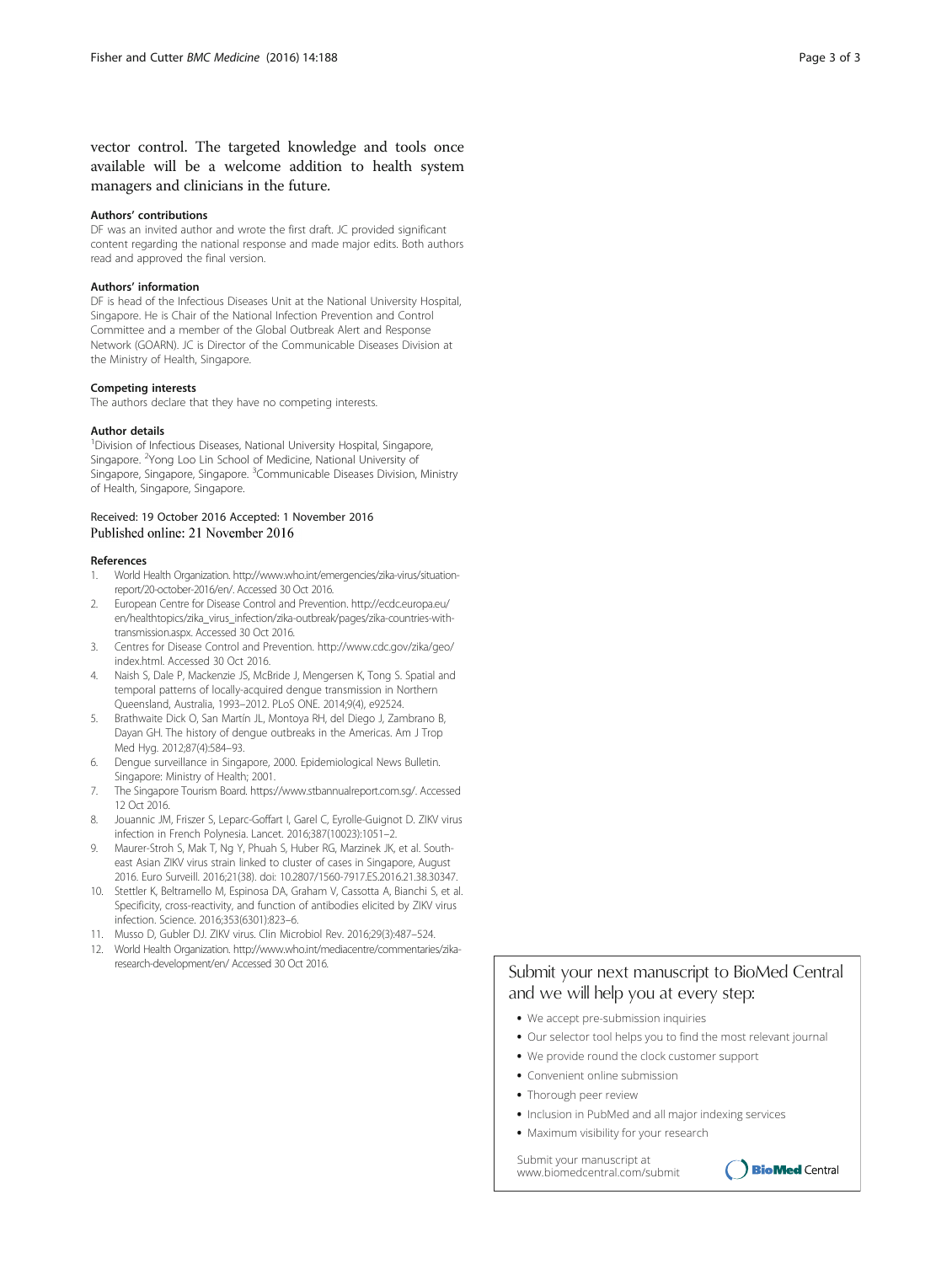vector control. The targeted knowledge and tools once available will be a welcome addition to health system managers and clinicians in the future.

#### Authors' contributions

DF was an invited author and wrote the first draft. JC provided significant content regarding the national response and made major edits. Both authors read and approved the final version.

#### Authors' information

DF is head of the Infectious Diseases Unit at the National University Hospital, Singapore. He is Chair of the National Infection Prevention and Control Committee and a member of the Global Outbreak Alert and Response Network (GOARN). JC is Director of the Communicable Diseases Division at the Ministry of Health, Singapore.

#### Competing interests

The authors declare that they have no competing interests.

#### Author details

[1]Division of Infectious Diseases, National University Hospital, Singapore, Singapore. [2]Yong Loo Lin School of Medicine, National University of Singapore, Singapore, Singapore. [3]Communicable Diseases Division, Ministry of Health, Singapore, Singapore.

Received: 19 October 2016 Accepted: 1 November 2016
Published online: 21 November 2016

#### References

1. World Health Organization. http://www.who.int/emergencies/zika-virus/situation-report/20-october-2016/en/. Accessed 30 Oct 2016.
2. European Centre for Disease Control and Prevention. http://ecdc.europa.eu/en/healthtopics/zika_virus_infection/zika-outbreak/pages/zika-countries-with-transmission.aspx. Accessed 30 Oct 2016.
3. Centres for Disease Control and Prevention. http://www.cdc.gov/zika/geo/index.html. Accessed 30 Oct 2016.
4. Naish S, Dale P, Mackenzie JS, McBride J, Mengersen K, Tong S. Spatial and temporal patterns of locally-acquired dengue transmission in Northern Queensland, Australia, 1993–2012. PLoS ONE. 2014;9(4), e92524.
5. Brathwaite Dick O, San Martín JL, Montoya RH, del Diego J, Zambrano B, Dayan GH. The history of dengue outbreaks in the Americas. Am J Trop Med Hyg. 2012;87(4):584–93.
6. Dengue surveillance in Singapore, 2000. Epidemiological News Bulletin. Singapore: Ministry of Health; 2001.
7. The Singapore Tourism Board. https://www.stbannualreport.com.sg/. Accessed 12 Oct 2016.
8. Jouannic JM, Friszer S, Leparc-Goffart I, Garel C, Eyrolle-Guignot D. ZIKV virus infection in French Polynesia. Lancet. 2016;387(10023):1051–2.
9. Maurer-Stroh S, Mak T, Ng Y, Phuah S, Huber RG, Marzinek JK, et al. South-east Asian ZIKV virus strain linked to cluster of cases in Singapore, August 2016. Euro Surveill. 2016;21(38). doi: 10.2807/1560-7917.ES.2016.21.38.30347.
10. Stettler K, Beltramello M, Espinosa DA, Graham V, Cassotta A, Bianchi S, et al. Specificity, cross-reactivity, and function of antibodies elicited by ZIKV virus infection. Science. 2016;353(6301):823–6.
11. Musso D, Gubler DJ. ZIKV virus. Clin Microbiol Rev. 2016;29(3):487–524.
12. World Health Organization. http://www.who.int/mediacentre/commentaries/zika-research-development/en/ Accessed 30 Oct 2016.

Submit your next manuscript to BioMed Central and we will help you at every step:

- We accept pre-submission inquiries
- Our selector tool helps you to find the most relevant journal
- We provide round the clock customer support
- Convenient online submission
- Thorough peer review
- Inclusion in PubMed and all major indexing services
- Maximum visibility for your research

Submit your manuscript at www.biomedcentral.com/submit

BioMed Central